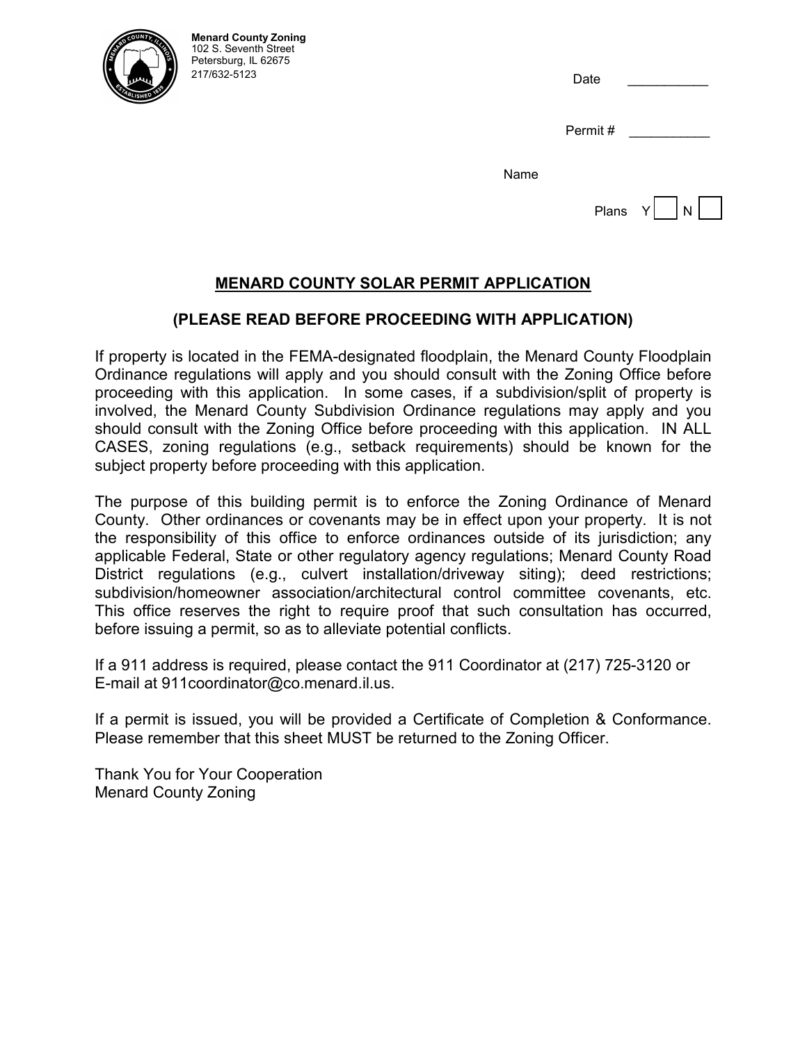**Menard County Zoning**
102 S. Seventh Street
Petersburg, IL 62675
217/632-5123

Date ___________

Permit # ___________

Name

Plans Y ☐ N ☐

## MENARD COUNTY SOLAR PERMIT APPLICATION

### (PLEASE READ BEFORE PROCEEDING WITH APPLICATION)

If property is located in the FEMA-designated floodplain, the Menard County Floodplain Ordinance regulations will apply and you should consult with the Zoning Office before proceeding with this application. In some cases, if a subdivision/split of property is involved, the Menard County Subdivision Ordinance regulations may apply and you should consult with the Zoning Office before proceeding with this application. IN ALL CASES, zoning regulations (e.g., setback requirements) should be known for the subject property before proceeding with this application.

The purpose of this building permit is to enforce the Zoning Ordinance of Menard County. Other ordinances or covenants may be in effect upon your property. It is not the responsibility of this office to enforce ordinances outside of its jurisdiction; any applicable Federal, State or other regulatory agency regulations; Menard County Road District regulations (e.g., culvert installation/driveway siting); deed restrictions; subdivision/homeowner association/architectural control committee covenants, etc. This office reserves the right to require proof that such consultation has occurred, before issuing a permit, so as to alleviate potential conflicts.

If a 911 address is required, please contact the 911 Coordinator at (217) 725-3120 or E-mail at 911coordinator@co.menard.il.us.

If a permit is issued, you will be provided a Certificate of Completion & Conformance. Please remember that this sheet MUST be returned to the Zoning Officer.

Thank You for Your Cooperation
Menard County Zoning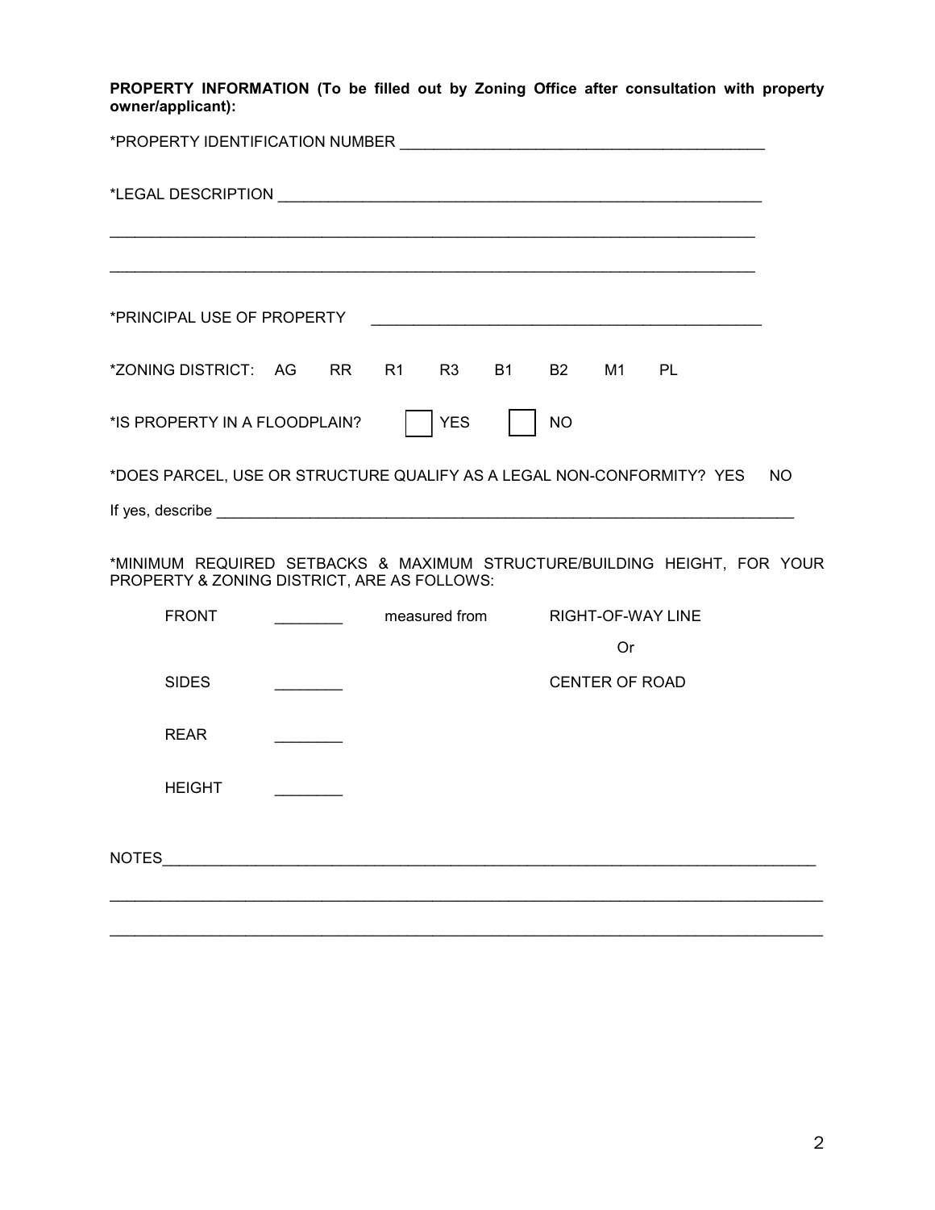**PROPERTY INFORMATION (To be filled out by Zoning Office after consultation with property owner/applicant):**

*PROPERTY IDENTIFICATION NUMBER ___________________________________________

*LEGAL DESCRIPTION ________________________________________________________

_____________________________________________________________________________

_____________________________________________________________________________

*PRINCIPAL USE OF PROPERTY ______________________________________________

*ZONING DISTRICT: AG RR R1 R3 B1 B2 M1 PL

*IS PROPERTY IN A FLOODPLAIN? ☐ YES ☐ NO

*DOES PARCEL, USE OR STRUCTURE QUALIFY AS A LEGAL NON-CONFORMITY? YES NO

If yes, describe ___________________________________________________________________

*MINIMUM REQUIRED SETBACKS & MAXIMUM STRUCTURE/BUILDING HEIGHT, FOR YOUR PROPERTY & ZONING DISTRICT, ARE AS FOLLOWS:

FRONT ________ measured from RIGHT-OF-WAY LINE

Or

SIDES ________ CENTER OF ROAD

REAR ________

HEIGHT ________

NOTES_________________________________________________________________________

_____________________________________________________________________________

_____________________________________________________________________________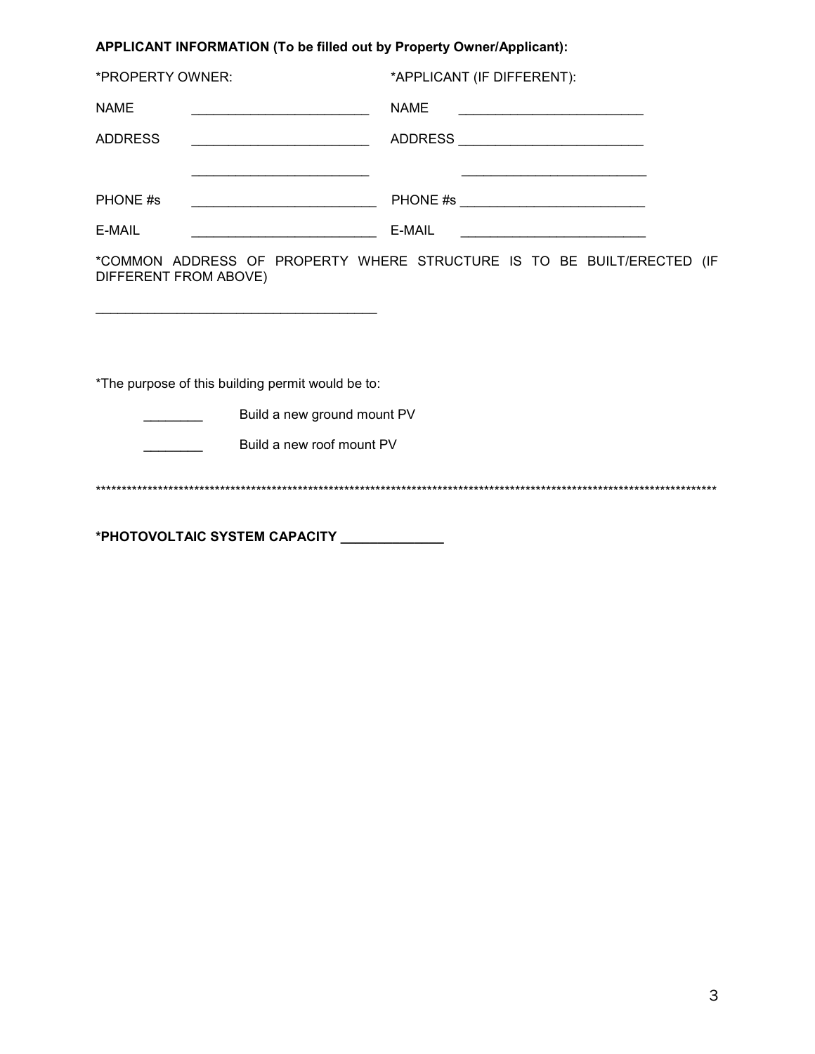**APPLICANT INFORMATION (To be filled out by Property Owner/Applicant):**

| *PROPERTY OWNER: | | *APPLICANT (IF DIFFERENT): | |
|---|---|---|---|
| NAME | ________________________ | NAME | ________________________ |
| ADDRESS | ________________________ | ADDRESS | ________________________ |
| | ________________________ | | ________________________ |
| PHONE #s | ________________________ | PHONE #s | ________________________ |
| E-MAIL | ________________________ | E-MAIL | ________________________ |

*COMMON ADDRESS OF PROPERTY WHERE STRUCTURE IS TO BE BUILT/ERECTED (IF DIFFERENT FROM ABOVE)

______________________________________

*The purpose of this building permit would be to:

________ Build a new ground mount PV

________ Build a new roof mount PV

**************************************************************************************************************************

**\*PHOTOVOLTAIC SYSTEM CAPACITY ______________**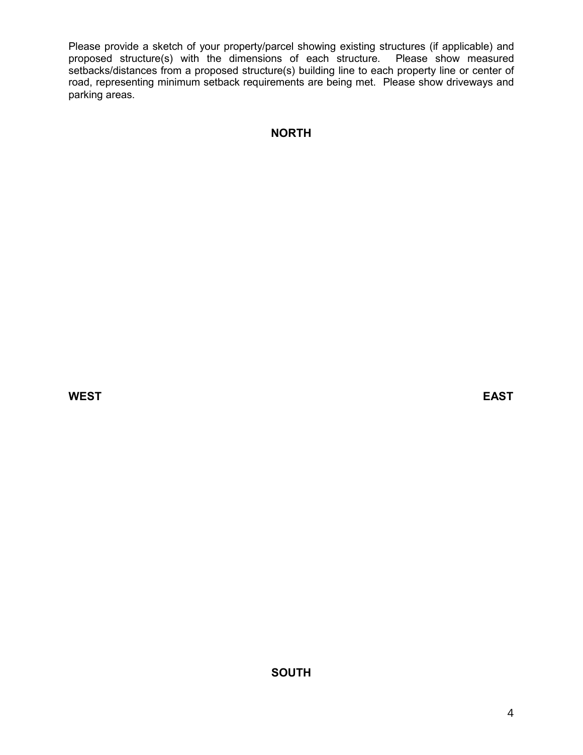Please provide a sketch of your property/parcel showing existing structures (if applicable) and proposed structure(s) with the dimensions of each structure. Please show measured setbacks/distances from a proposed structure(s) building line to each property line or center of road, representing minimum setback requirements are being met. Please show driveways and parking areas.

**NORTH**

**WEST** **EAST**

**SOUTH**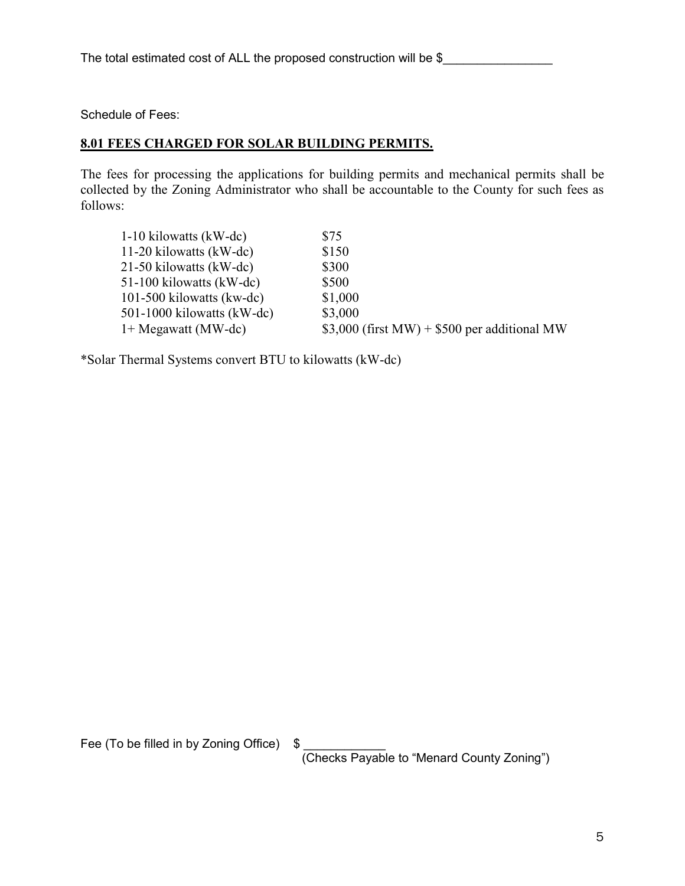The total estimated cost of ALL the proposed construction will be $________________

Schedule of Fees:

## **8.01 FEES CHARGED FOR SOLAR BUILDING PERMITS.**

The fees for processing the applications for building permits and mechanical permits shall be collected by the Zoning Administrator who shall be accountable to the County for such fees as follows:

| | |
|---|---|
| 1-10 kilowatts (kW-dc) | $75 |
| 11-20 kilowatts (kW-dc) | $150 |
| 21-50 kilowatts (kW-dc) | $300 |
| 51-100 kilowatts (kW-dc) | $500 |
| 101-500 kilowatts (kw-dc) | $1,000 |
| 501-1000 kilowatts (kW-dc) | $3,000 |
| 1+ Megawatt (MW-dc) | $3,000 (first MW) + $500 per additional MW |

*Solar Thermal Systems convert BTU to kilowatts (kW-dc)

Fee (To be filled in by Zoning Office) $ ____________
(Checks Payable to "Menard County Zoning")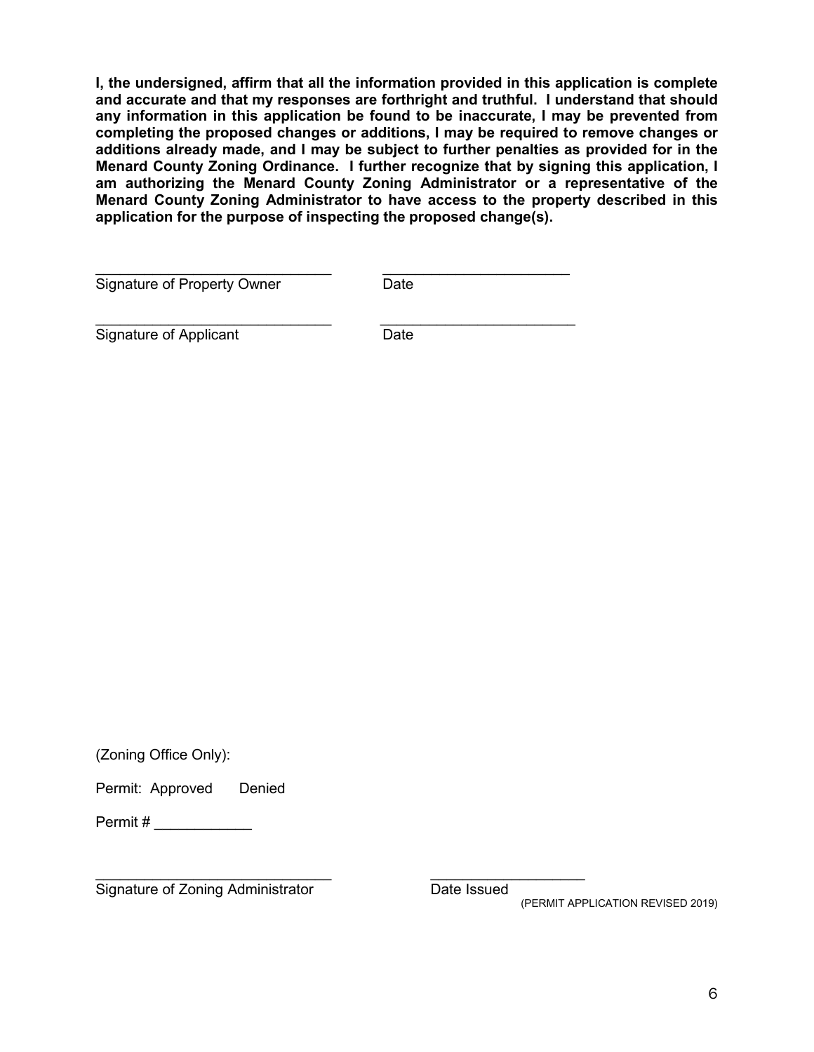**I, the undersigned, affirm that all the information provided in this application is complete and accurate and that my responses are forthright and truthful. I understand that should any information in this application be found to be inaccurate, I may be prevented from completing the proposed changes or additions, I may be required to remove changes or additions already made, and I may be subject to further penalties as provided for in the Menard County Zoning Ordinance. I further recognize that by signing this application, I am authorizing the Menard County Zoning Administrator or a representative of the Menard County Zoning Administrator to have access to the property described in this application for the purpose of inspecting the proposed change(s).**

______________________________ ________________________
Signature of Property Owner Date

______________________________ ________________________
Signature of Applicant Date

(Zoning Office Only):

Permit: Approved Denied

Permit # ____________

______________________________ ____________________
Signature of Zoning Administrator Date Issued

(PERMIT APPLICATION REVISED 2019)